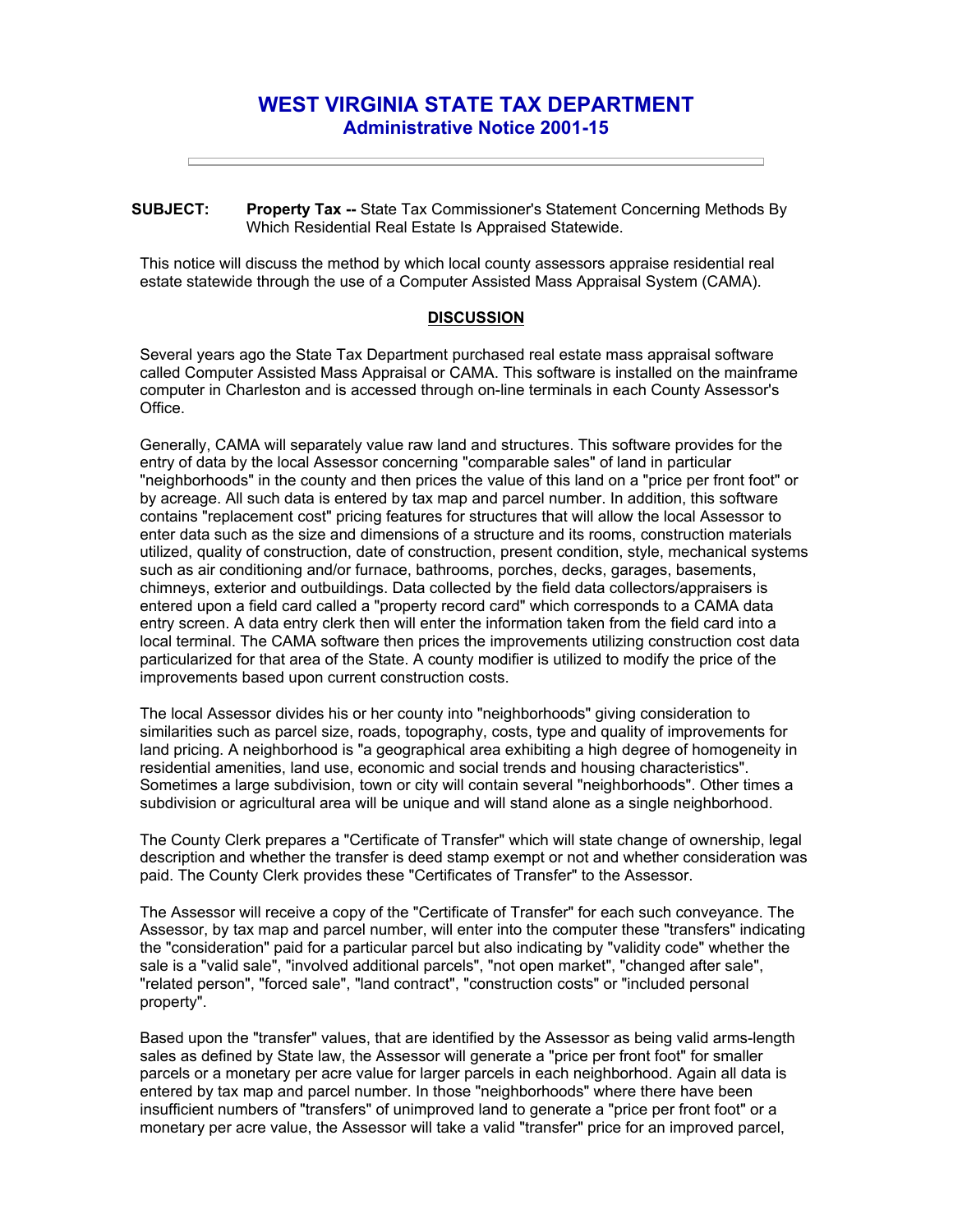# WEST VIRGINIA STATE TAX DEPARTMENT
## Administrative Notice 2001-15

**SUBJECT:** **Property Tax --** State Tax Commissioner's Statement Concerning Methods By Which Residential Real Estate Is Appraised Statewide.

This notice will discuss the method by which local county assessors appraise residential real estate statewide through the use of a Computer Assisted Mass Appraisal System (CAMA).

### DISCUSSION

Several years ago the State Tax Department purchased real estate mass appraisal software called Computer Assisted Mass Appraisal or CAMA. This software is installed on the mainframe computer in Charleston and is accessed through on-line terminals in each County Assessor's Office.

Generally, CAMA will separately value raw land and structures. This software provides for the entry of data by the local Assessor concerning "comparable sales" of land in particular "neighborhoods" in the county and then prices the value of this land on a "price per front foot" or by acreage. All such data is entered by tax map and parcel number. In addition, this software contains "replacement cost" pricing features for structures that will allow the local Assessor to enter data such as the size and dimensions of a structure and its rooms, construction materials utilized, quality of construction, date of construction, present condition, style, mechanical systems such as air conditioning and/or furnace, bathrooms, porches, decks, garages, basements, chimneys, exterior and outbuildings. Data collected by the field data collectors/appraisers is entered upon a field card called a "property record card" which corresponds to a CAMA data entry screen. A data entry clerk then will enter the information taken from the field card into a local terminal. The CAMA software then prices the improvements utilizing construction cost data particularized for that area of the State. A county modifier is utilized to modify the price of the improvements based upon current construction costs.

The local Assessor divides his or her county into "neighborhoods" giving consideration to similarities such as parcel size, roads, topography, costs, type and quality of improvements for land pricing. A neighborhood is "a geographical area exhibiting a high degree of homogeneity in residential amenities, land use, economic and social trends and housing characteristics". Sometimes a large subdivision, town or city will contain several "neighborhoods". Other times a subdivision or agricultural area will be unique and will stand alone as a single neighborhood.

The County Clerk prepares a "Certificate of Transfer" which will state change of ownership, legal description and whether the transfer is deed stamp exempt or not and whether consideration was paid. The County Clerk provides these "Certificates of Transfer" to the Assessor.

The Assessor will receive a copy of the "Certificate of Transfer" for each such conveyance. The Assessor, by tax map and parcel number, will enter into the computer these "transfers" indicating the "consideration" paid for a particular parcel but also indicating by "validity code" whether the sale is a "valid sale", "involved additional parcels", "not open market", "changed after sale", "related person", "forced sale", "land contract", "construction costs" or "included personal property".

Based upon the "transfer" values, that are identified by the Assessor as being valid arms-length sales as defined by State law, the Assessor will generate a "price per front foot" for smaller parcels or a monetary per acre value for larger parcels in each neighborhood. Again all data is entered by tax map and parcel number. In those "neighborhoods" where there have been insufficient numbers of "transfers" of unimproved land to generate a "price per front foot" or a monetary per acre value, the Assessor will take a valid "transfer" price for an improved parcel,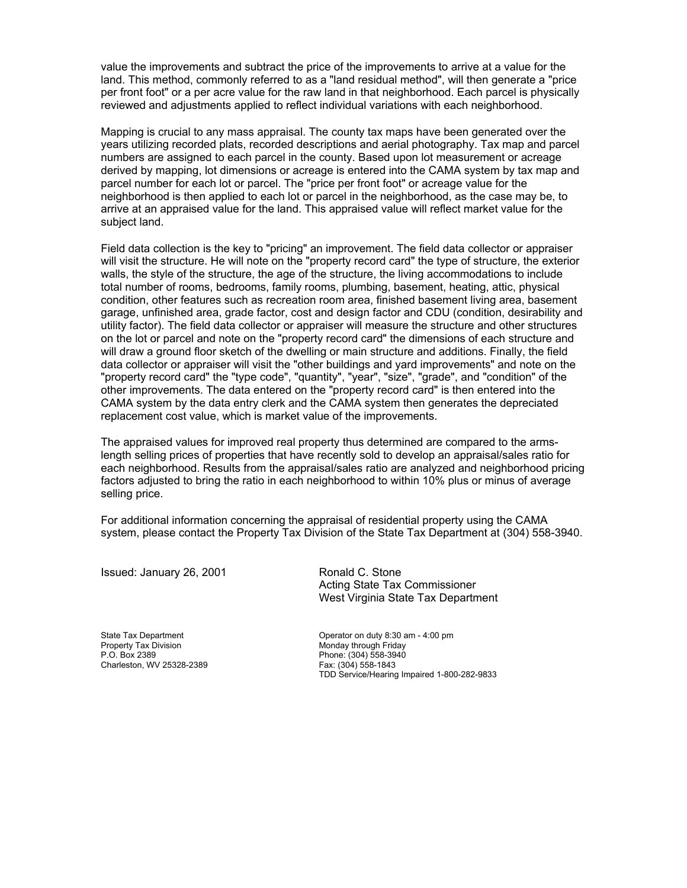value the improvements and subtract the price of the improvements to arrive at a value for the land. This method, commonly referred to as a "land residual method", will then generate a "price per front foot" or a per acre value for the raw land in that neighborhood. Each parcel is physically reviewed and adjustments applied to reflect individual variations with each neighborhood.

Mapping is crucial to any mass appraisal. The county tax maps have been generated over the years utilizing recorded plats, recorded descriptions and aerial photography. Tax map and parcel numbers are assigned to each parcel in the county. Based upon lot measurement or acreage derived by mapping, lot dimensions or acreage is entered into the CAMA system by tax map and parcel number for each lot or parcel. The "price per front foot" or acreage value for the neighborhood is then applied to each lot or parcel in the neighborhood, as the case may be, to arrive at an appraised value for the land. This appraised value will reflect market value for the subject land.

Field data collection is the key to "pricing" an improvement. The field data collector or appraiser will visit the structure. He will note on the "property record card" the type of structure, the exterior walls, the style of the structure, the age of the structure, the living accommodations to include total number of rooms, bedrooms, family rooms, plumbing, basement, heating, attic, physical condition, other features such as recreation room area, finished basement living area, basement garage, unfinished area, grade factor, cost and design factor and CDU (condition, desirability and utility factor). The field data collector or appraiser will measure the structure and other structures on the lot or parcel and note on the "property record card" the dimensions of each structure and will draw a ground floor sketch of the dwelling or main structure and additions. Finally, the field data collector or appraiser will visit the "other buildings and yard improvements" and note on the "property record card" the "type code", "quantity", "year", "size", "grade", and "condition" of the other improvements. The data entered on the "property record card" is then entered into the CAMA system by the data entry clerk and the CAMA system then generates the depreciated replacement cost value, which is market value of the improvements.

The appraised values for improved real property thus determined are compared to the arms-length selling prices of properties that have recently sold to develop an appraisal/sales ratio for each neighborhood. Results from the appraisal/sales ratio are analyzed and neighborhood pricing factors adjusted to bring the ratio in each neighborhood to within 10% plus or minus of average selling price.

For additional information concerning the appraisal of residential property using the CAMA system, please contact the Property Tax Division of the State Tax Department at (304) 558-3940.

Issued: January 26, 2001

Ronald C. Stone
Acting State Tax Commissioner
West Virginia State Tax Department

State Tax Department
Property Tax Division
P.O. Box 2389
Charleston, WV 25328-2389

Operator on duty 8:30 am - 4:00 pm
Monday through Friday
Phone: (304) 558-3940
Fax: (304) 558-1843
TDD Service/Hearing Impaired 1-800-282-9833